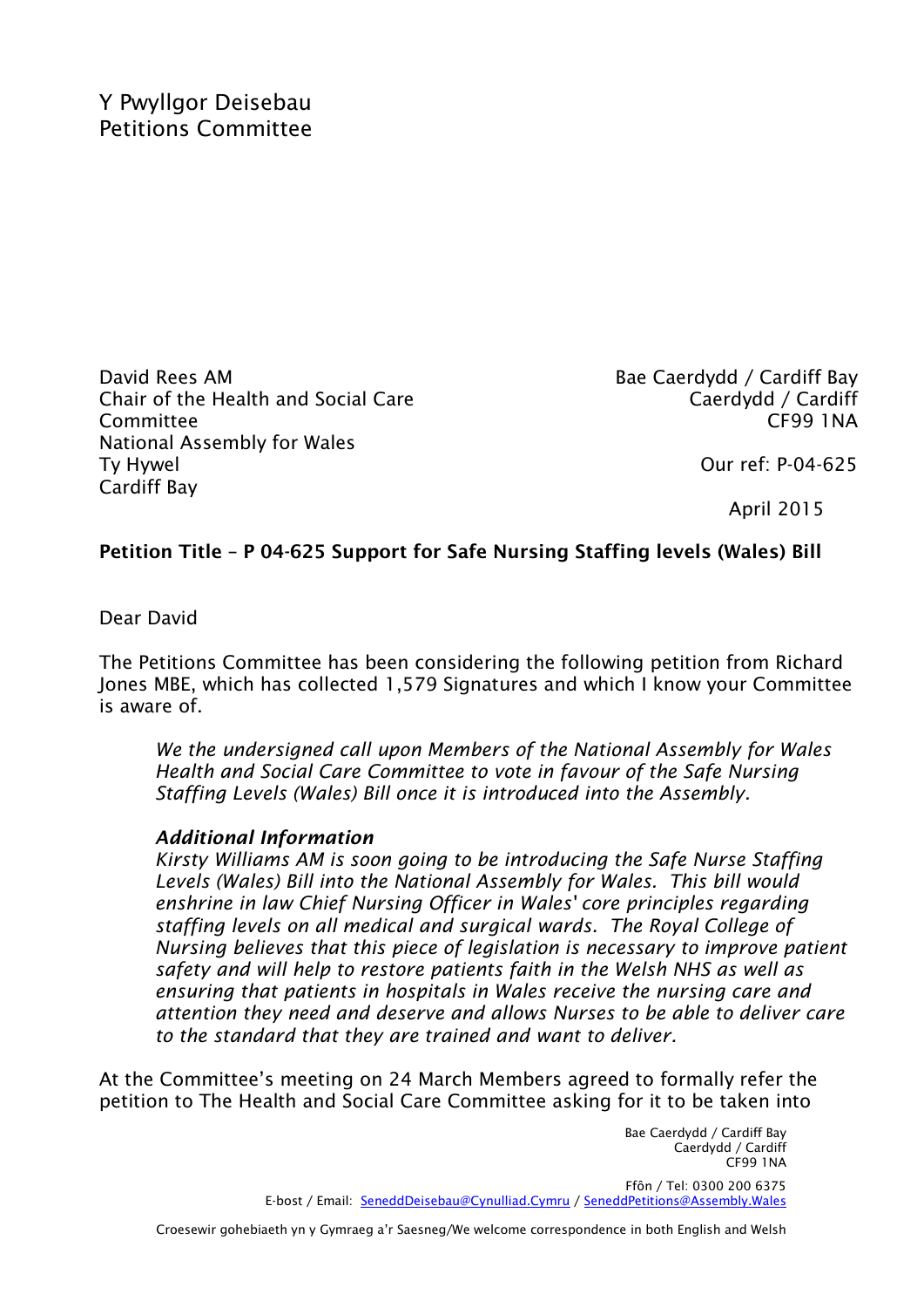Y Pwyllgor Deisebau
Petitions Committee

David Rees AM
Chair of the Health and Social Care Committee
National Assembly for Wales
Ty Hywel
Cardiff Bay

Bae Caerdydd / Cardiff Bay
Caerdydd / Cardiff
CF99 1NA

Our ref: P-04-625

April 2015

**Petition Title – P 04-625 Support for Safe Nursing Staffing levels (Wales) Bill**

Dear David

The Petitions Committee has been considering the following petition from Richard Jones MBE, which has collected 1,579 Signatures and which I know your Committee is aware of.

> *We the undersigned call upon Members of the National Assembly for Wales Health and Social Care Committee to vote in favour of the Safe Nursing Staffing Levels (Wales) Bill once it is introduced into the Assembly.*
>
> ***Additional Information***
> *Kirsty Williams AM is soon going to be introducing the Safe Nurse Staffing Levels (Wales) Bill into the National Assembly for Wales. This bill would enshrine in law Chief Nursing Officer in Wales' core principles regarding staffing levels on all medical and surgical wards. The Royal College of Nursing believes that this piece of legislation is necessary to improve patient safety and will help to restore patients faith in the Welsh NHS as well as ensuring that patients in hospitals in Wales receive the nursing care and attention they need and deserve and allows Nurses to be able to deliver care to the standard that they are trained and want to deliver.*

At the Committee's meeting on 24 March Members agreed to formally refer the petition to The Health and Social Care Committee asking for it to be taken into

Bae Caerdydd / Cardiff Bay
Caerdydd / Cardiff
CF99 1NA

Ffôn / Tel: 0300 200 6375
E-bost / Email: SeneddDeisebau@Cynulliad.Cymru / SeneddPetitions@Assembly.Wales

Croesewir gohebiaeth yn y Gymraeg a'r Saesneg/We welcome correspondence in both English and Welsh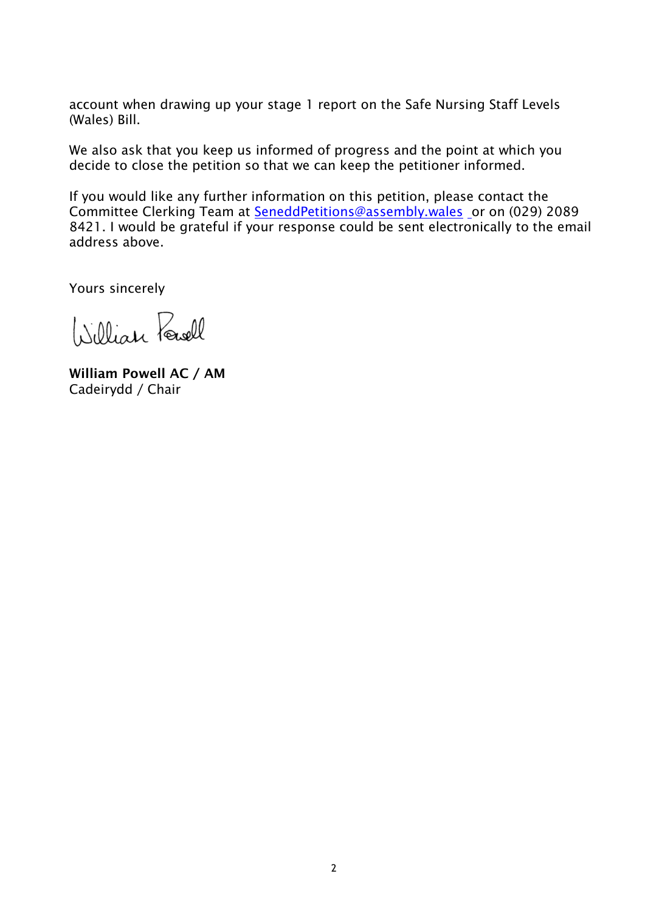account when drawing up your stage 1 report on the Safe Nursing Staff Levels (Wales) Bill.

We also ask that you keep us informed of progress and the point at which you decide to close the petition so that we can keep the petitioner informed.

If you would like any further information on this petition, please contact the Committee Clerking Team at SeneddPetitions@assembly.wales or on (029) 2089 8421. I would be grateful if your response could be sent electronically to the email address above.

Yours sincerely

William Powell

**William Powell AC / AM**
Cadeirydd / Chair